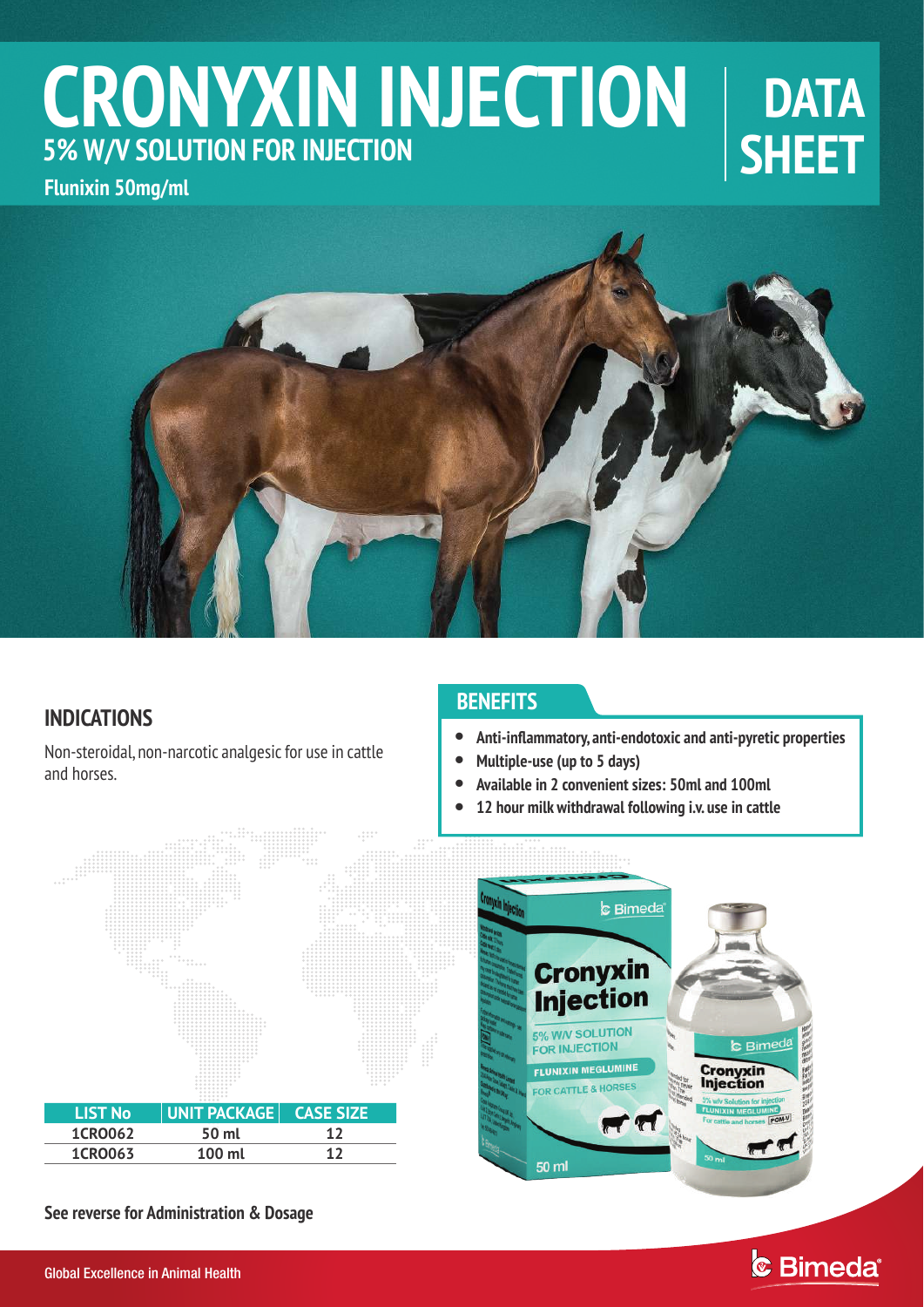# CRONYXIN INJECTION

## 5% W/V SOLUTION FOR INJECTION

**Flunixin 50mg/ml**

DATA SHEET

## INDICATIONS

Non-steroidal, non-narcotic analgesic for use in cattle and horses.

## BENEFITS

- **Anti-inflammatory, anti-endotoxic and anti-pyretic properties**
- **Multiple-use (up to 5 days)**
- **Available in 2 convenient sizes: 50ml and 100ml**
- **12 hour milk withdrawal following i.v. use in cattle**

| LIST No | UNIT PACKAGE | CASE SIZE |
|---|---|---|
| 1CRO062 | 50 ml | 12 |
| 1CRO063 | 100 ml | 12 |

**See reverse for Administration & Dosage**

Global Excellence in Animal Health

Bimeda®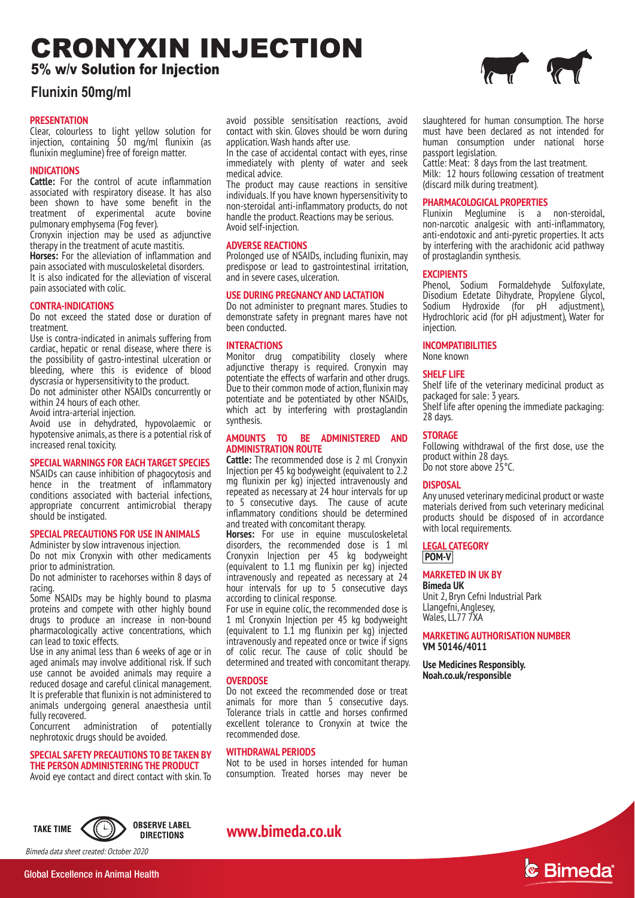# CRONYXIN INJECTION

## 5% w/v Solution for Injection

## Flunixin 50mg/ml

### PRESENTATION

Clear, colourless to light yellow solution for injection, containing 50 mg/ml flunixin (as flunixin meglumine) free of foreign matter.

### INDICATIONS

**Cattle:** For the control of acute inflammation associated with respiratory disease. It has also been shown to have some benefit in the treatment of experimental acute bovine pulmonary emphysema (Fog fever).

Cronyxin injection may be used as adjunctive therapy in the treatment of acute mastitis.

**Horses:** For the alleviation of inflammation and pain associated with musculoskeletal disorders.

It is also indicated for the alleviation of visceral pain associated with colic.

### CONTRA-INDICATIONS

Do not exceed the stated dose or duration of treatment.

Use is contra-indicated in animals suffering from cardiac, hepatic or renal disease, where there is the possibility of gastro-intestinal ulceration or bleeding, where this is evidence of blood dyscrasia or hypersensitivity to the product.

Do not administer other NSAIDs concurrently or within 24 hours of each other.

Avoid intra-arterial injection.

Avoid use in dehydrated, hypovolaemic or hypotensive animals, as there is a potential risk of increased renal toxicity.

### SPECIAL WARNINGS FOR EACH TARGET SPECIES

NSAIDs can cause inhibition of phagocytosis and hence in the treatment of inflammatory conditions associated with bacterial infections, appropriate concurrent antimicrobial therapy should be instigated.

### SPECIAL PRECAUTIONS FOR USE IN ANIMALS

Administer by slow intravenous injection.

Do not mix Cronyxin with other medicaments prior to administration.

Do not administer to racehorses within 8 days of racing.

Some NSAIDs may be highly bound to plasma proteins and compete with other highly bound drugs to produce an increase in non-bound pharmacologically active concentrations, which can lead to toxic effects.

Use in any animal less than 6 weeks of age or in aged animals may involve additional risk. If such use cannot be avoided animals may require a reduced dosage and careful clinical management.

It is preferable that flunixin is not administered to animals undergoing general anaesthesia until fully recovered.

Concurrent administration of potentially nephrotoxic drugs should be avoided.

### SPECIAL SAFETY PRECAUTIONS TO BE TAKEN BY THE PERSON ADMINISTERING THE PRODUCT

Avoid eye contact and direct contact with skin. To avoid possible sensitisation reactions, avoid contact with skin. Gloves should be worn during application. Wash hands after use.

In the case of accidental contact with eyes, rinse immediately with plenty of water and seek medical advice.

The product may cause reactions in sensitive individuals. If you have known hypersensitivity to non-steroidal anti-inflammatory products, do not handle the product. Reactions may be serious.

Avoid self-injection.

### ADVERSE REACTIONS

Prolonged use of NSAIDs, including flunixin, may predispose or lead to gastrointestinal irritation, and in severe cases, ulceration.

### USE DURING PREGNANCY AND LACTATION

Do not administer to pregnant mares. Studies to demonstrate safety in pregnant mares have not been conducted.

### INTERACTIONS

Monitor drug compatibility closely where adjunctive therapy is required. Cronyxin may potentiate the effects of warfarin and other drugs. Due to their common mode of action, flunixin may potentiate and be potentiated by other NSAIDs, which act by interfering with prostaglandin synthesis.

### AMOUNTS TO BE ADMINISTERED AND ADMINISTRATION ROUTE

**Cattle:** The recommended dose is 2 ml Cronyxin Injection per 45 kg bodyweight (equivalent to 2.2 mg flunixin per kg) injected intravenously and repeated as necessary at 24 hour intervals for up to 5 consecutive days. The cause of acute inflammatory conditions should be determined and treated with concomitant therapy.

**Horses:** For use in equine musculoskeletal disorders, the recommended dose is 1 ml Cronyxin Injection per 45 kg bodyweight (equivalent to 1.1 mg flunixin per kg) injected intravenously and repeated as necessary at 24 hour intervals for up to 5 consecutive days according to clinical response.

For use in equine colic, the recommended dose is 1 ml Cronyxin Injection per 45 kg bodyweight (equivalent to 1.1 mg flunixin per kg) injected intravenously and repeated once or twice if signs of colic recur. The cause of colic should be determined and treated with concomitant therapy.

### OVERDOSE

Do not exceed the recommended dose or treat animals for more than 5 consecutive days. Tolerance trials in cattle and horses confirmed excellent tolerance to Cronyxin at twice the recommended dose.

### WITHDRAWAL PERIODS

Not to be used in horses intended for human consumption. Treated horses may never be slaughtered for human consumption. The horse must have been declared as not intended for human consumption under national horse passport legislation.

Cattle: Meat: 8 days from the last treatment.

Milk: 12 hours following cessation of treatment (discard milk during treatment).

### PHARMACOLOGICAL PROPERTIES

Flunixin Meglumine is a non-steroidal, non-narcotic analgesic with anti-inflammatory, anti-endotoxic and anti-pyretic properties. It acts by interfering with the arachidonic acid pathway of prostaglandin synthesis.

### EXCIPIENTS

Phenol, Sodium Formaldehyde Sulfoxylate, Disodium Edetate Dihydrate, Propylene Glycol, Sodium Hydroxide (for pH adjustment), Hydrochloric acid (for pH adjustment), Water for injection.

### INCOMPATIBILITIES

None known

### SHELF LIFE

Shelf life of the veterinary medicinal product as packaged for sale: 3 years.

Shelf life after opening the immediate packaging: 28 days.

### STORAGE

Following withdrawal of the first dose, use the product within 28 days.

Do not store above 25°C.

### DISPOSAL

Any unused veterinary medicinal product or waste materials derived from such veterinary medicinal products should be disposed of in accordance with local requirements.

### LEGAL CATEGORY

POM-V

### MARKETED IN UK BY

**Bimeda UK**

Unit 2, Bryn Cefni Industrial Park
Llangefni, Anglesey,
Wales, LL77 7XA

### MARKETING AUTHORISATION NUMBER

**VM 50146/4011**

**Use Medicines Responsibly.**
**Noah.co.uk/responsible**

TAKE TIME OBSERVE LABEL DIRECTIONS

**www.bimeda.co.uk**

*Bimeda data sheet created: October 2020*

Global Excellence in Animal Health

Bimeda